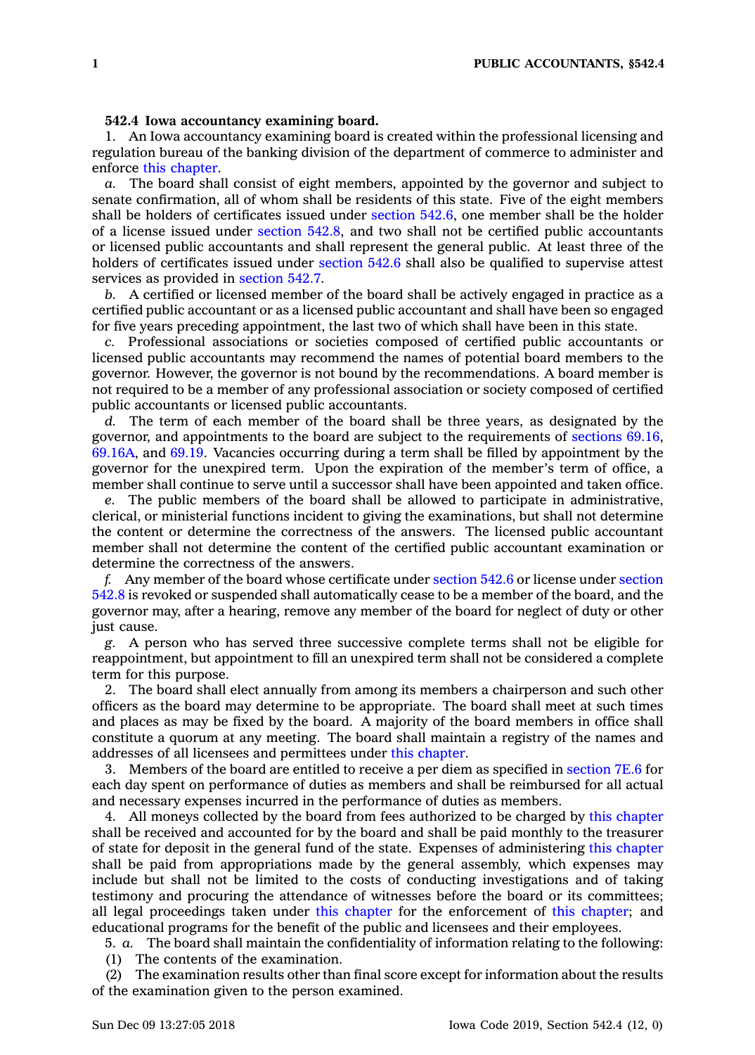**542.4 Iowa accountancy examining board.**

1. An Iowa accountancy examining board is created within the professional licensing and regulation bureau of the banking division of the department of commerce to administer and enforce this chapter.

*a.* The board shall consist of eight members, appointed by the governor and subject to senate confirmation, all of whom shall be residents of this state. Five of the eight members shall be holders of certificates issued under section 542.6, one member shall be the holder of a license issued under section 542.8, and two shall not be certified public accountants or licensed public accountants and shall represent the general public. At least three of the holders of certificates issued under section 542.6 shall also be qualified to supervise attest services as provided in section 542.7.

*b.* A certified or licensed member of the board shall be actively engaged in practice as a certified public accountant or as a licensed public accountant and shall have been so engaged for five years preceding appointment, the last two of which shall have been in this state.

*c.* Professional associations or societies composed of certified public accountants or licensed public accountants may recommend the names of potential board members to the governor. However, the governor is not bound by the recommendations. A board member is not required to be a member of any professional association or society composed of certified public accountants or licensed public accountants.

*d.* The term of each member of the board shall be three years, as designated by the governor, and appointments to the board are subject to the requirements of sections 69.16, 69.16A, and 69.19. Vacancies occurring during a term shall be filled by appointment by the governor for the unexpired term. Upon the expiration of the member's term of office, a member shall continue to serve until a successor shall have been appointed and taken office.

*e.* The public members of the board shall be allowed to participate in administrative, clerical, or ministerial functions incident to giving the examinations, but shall not determine the content or determine the correctness of the answers. The licensed public accountant member shall not determine the content of the certified public accountant examination or determine the correctness of the answers.

*f.* Any member of the board whose certificate under section 542.6 or license under section 542.8 is revoked or suspended shall automatically cease to be a member of the board, and the governor may, after a hearing, remove any member of the board for neglect of duty or other just cause.

*g.* A person who has served three successive complete terms shall not be eligible for reappointment, but appointment to fill an unexpired term shall not be considered a complete term for this purpose.

2. The board shall elect annually from among its members a chairperson and such other officers as the board may determine to be appropriate. The board shall meet at such times and places as may be fixed by the board. A majority of the board members in office shall constitute a quorum at any meeting. The board shall maintain a registry of the names and addresses of all licensees and permittees under this chapter.

3. Members of the board are entitled to receive a per diem as specified in section 7E.6 for each day spent on performance of duties as members and shall be reimbursed for all actual and necessary expenses incurred in the performance of duties as members.

4. All moneys collected by the board from fees authorized to be charged by this chapter shall be received and accounted for by the board and shall be paid monthly to the treasurer of state for deposit in the general fund of the state. Expenses of administering this chapter shall be paid from appropriations made by the general assembly, which expenses may include but shall not be limited to the costs of conducting investigations and of taking testimony and procuring the attendance of witnesses before the board or its committees; all legal proceedings taken under this chapter for the enforcement of this chapter; and educational programs for the benefit of the public and licensees and their employees.

5. *a.* The board shall maintain the confidentiality of information relating to the following:

(1) The contents of the examination.

(2) The examination results other than final score except for information about the results of the examination given to the person examined.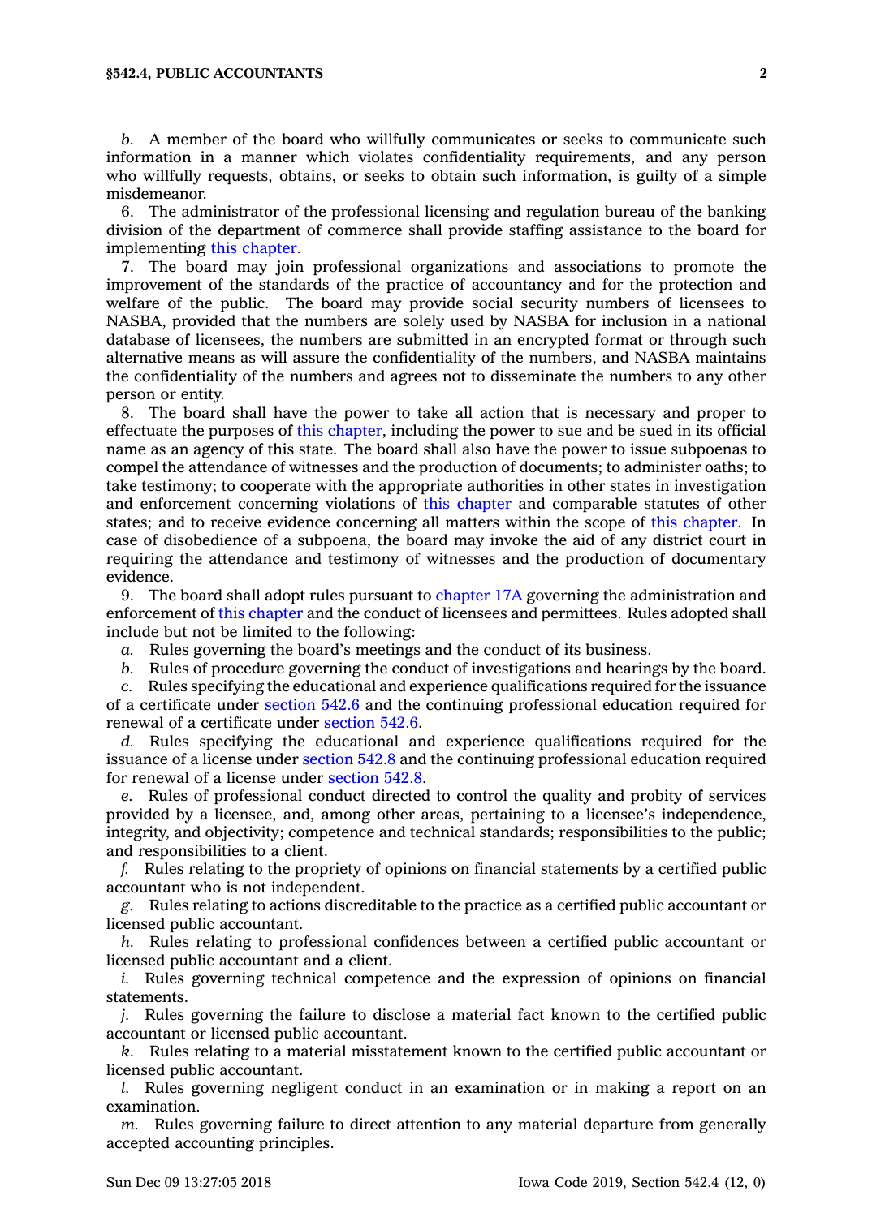*b.* A member of the board who willfully communicates or seeks to communicate such information in a manner which violates confidentiality requirements, and any person who willfully requests, obtains, or seeks to obtain such information, is guilty of a simple misdemeanor.

6. The administrator of the professional licensing and regulation bureau of the banking division of the department of commerce shall provide staffing assistance to the board for implementing this chapter.

7. The board may join professional organizations and associations to promote the improvement of the standards of the practice of accountancy and for the protection and welfare of the public. The board may provide social security numbers of licensees to NASBA, provided that the numbers are solely used by NASBA for inclusion in a national database of licensees, the numbers are submitted in an encrypted format or through such alternative means as will assure the confidentiality of the numbers, and NASBA maintains the confidentiality of the numbers and agrees not to disseminate the numbers to any other person or entity.

8. The board shall have the power to take all action that is necessary and proper to effectuate the purposes of this chapter, including the power to sue and be sued in its official name as an agency of this state. The board shall also have the power to issue subpoenas to compel the attendance of witnesses and the production of documents; to administer oaths; to take testimony; to cooperate with the appropriate authorities in other states in investigation and enforcement concerning violations of this chapter and comparable statutes of other states; and to receive evidence concerning all matters within the scope of this chapter. In case of disobedience of a subpoena, the board may invoke the aid of any district court in requiring the attendance and testimony of witnesses and the production of documentary evidence.

9. The board shall adopt rules pursuant to chapter 17A governing the administration and enforcement of this chapter and the conduct of licensees and permittees. Rules adopted shall include but not be limited to the following:

*a.* Rules governing the board's meetings and the conduct of its business.

*b.* Rules of procedure governing the conduct of investigations and hearings by the board.

*c.* Rules specifying the educational and experience qualifications required for the issuance of a certificate under section 542.6 and the continuing professional education required for renewal of a certificate under section 542.6.

*d.* Rules specifying the educational and experience qualifications required for the issuance of a license under section 542.8 and the continuing professional education required for renewal of a license under section 542.8.

*e.* Rules of professional conduct directed to control the quality and probity of services provided by a licensee, and, among other areas, pertaining to a licensee's independence, integrity, and objectivity; competence and technical standards; responsibilities to the public; and responsibilities to a client.

*f.* Rules relating to the propriety of opinions on financial statements by a certified public accountant who is not independent.

*g.* Rules relating to actions discreditable to the practice as a certified public accountant or licensed public accountant.

*h.* Rules relating to professional confidences between a certified public accountant or licensed public accountant and a client.

*i.* Rules governing technical competence and the expression of opinions on financial statements.

*j.* Rules governing the failure to disclose a material fact known to the certified public accountant or licensed public accountant.

*k.* Rules relating to a material misstatement known to the certified public accountant or licensed public accountant.

*l.* Rules governing negligent conduct in an examination or in making a report on an examination.

*m.* Rules governing failure to direct attention to any material departure from generally accepted accounting principles.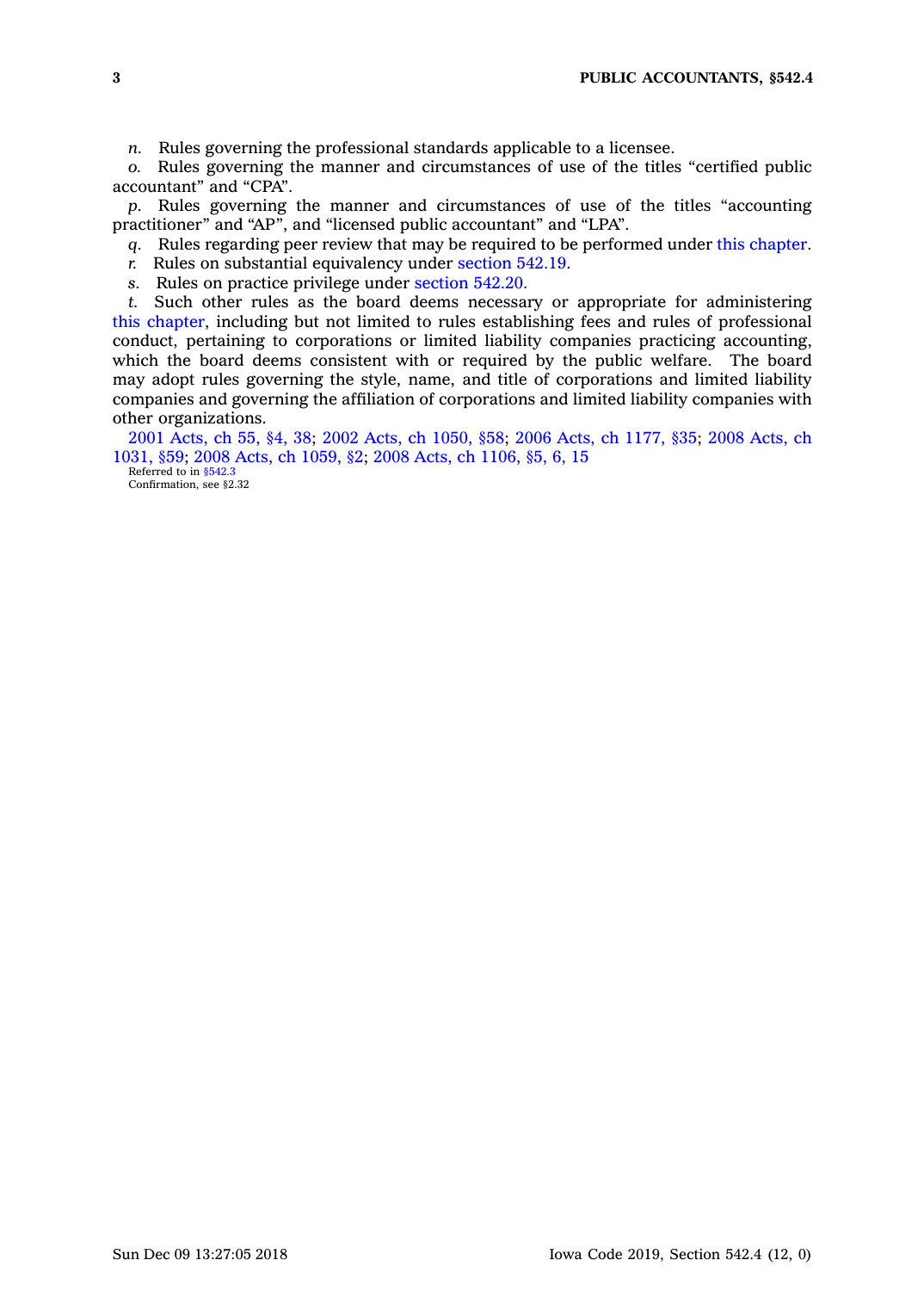*n.* Rules governing the professional standards applicable to a licensee.

*o.* Rules governing the manner and circumstances of use of the titles "certified public accountant" and "CPA".

*p.* Rules governing the manner and circumstances of use of the titles "accounting practitioner" and "AP", and "licensed public accountant" and "LPA".

*q.* Rules regarding peer review that may be required to be performed under this chapter.

*r.* Rules on substantial equivalency under section 542.19.

*s.* Rules on practice privilege under section 542.20.

*t.* Such other rules as the board deems necessary or appropriate for administering this chapter, including but not limited to rules establishing fees and rules of professional conduct, pertaining to corporations or limited liability companies practicing accounting, which the board deems consistent with or required by the public welfare. The board may adopt rules governing the style, name, and title of corporations and limited liability companies and governing the affiliation of corporations and limited liability companies with other organizations.

2001 Acts, ch 55, §4, 38; 2002 Acts, ch 1050, §58; 2006 Acts, ch 1177, §35; 2008 Acts, ch 1031, §59; 2008 Acts, ch 1059, §2; 2008 Acts, ch 1106, §5, 6, 15

Referred to in §542.3

Confirmation, see §2.32